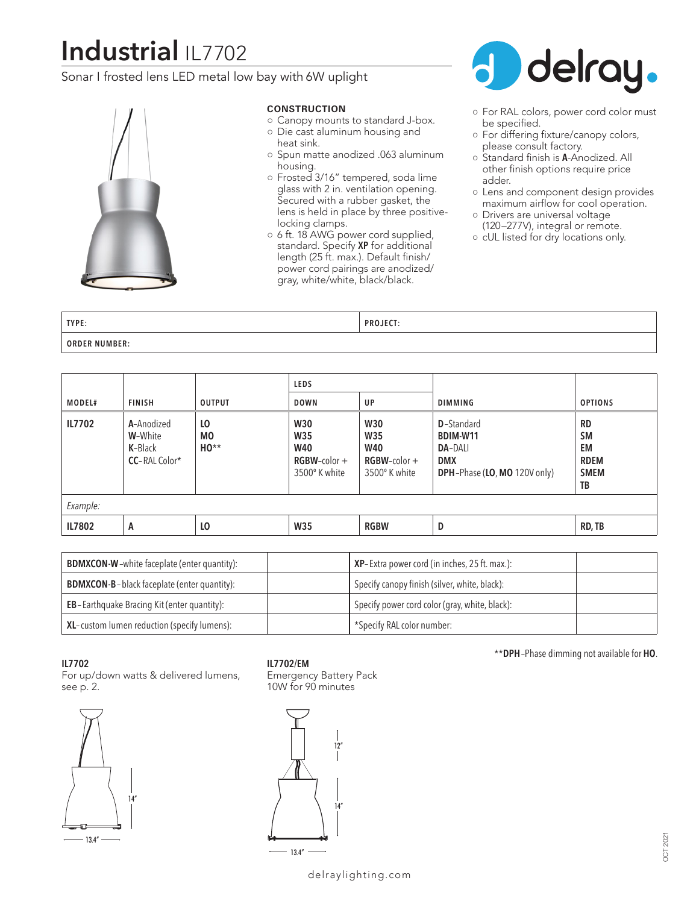# Industrial IL7702

Sonar I frosted lens LED metal low bay with 6W uplight

delray.

### CONSTRUCTION

- Canopy mounts to standard J-box.
- Die cast aluminum housing and heat sink.
- Spun matte anodized .063 aluminum housing.
- Frosted 3/16" tempered, soda lime glass with 2 in. ventilation opening. Secured with a rubber gasket, the lens is held in place by three positive-locking clamps.
- 6 ft. 18 AWG power cord supplied, standard. Specify **XP** for additional length (25 ft. max.). Default finish/power cord pairings are anodized/gray, white/white, black/black.
- For RAL colors, power cord color must be specified.
- For differing fixture/canopy colors, please consult factory.
- Standard finish is **A**-Anodized. All other finish options require price adder.
- Lens and component design provides maximum airflow for cool operation.
- Drivers are universal voltage (120–277V), integral or remote.
- cUL listed for dry locations only.

| TYPE: | PROJECT: |
|---|---|
| **ORDER NUMBER:** | |

| | | | LEDS | | | |
|---|---|---|---|---|---|---|
| **MODEL#** | **FINISH** | **OUTPUT** | **DOWN** | **UP** | **DIMMING** | **OPTIONS** |
| **IL7702** | **A**-Anodized<br>**W**-White<br>**K**-Black<br>**CC**-RAL Color* | **LO**<br>**MO**<br>**HO**** | **W30**<br>**W35**<br>**W40**<br>**RGBW**-color + 3500° K white | **W30**<br>**W35**<br>**W40**<br>**RGBW**-color + 3500° K white | **D**-Standard<br>**BDIM-W11**<br>**DA**-DALI<br>**DMX**<br>**DPH**-Phase (**LO**, **MO** 120V only) | **RD**<br>**SM**<br>**EM**<br>**RDEM**<br>**SMEM**<br>**TB** |
| *Example:* | | | | | | |
| **IL7802** | **A** | **LO** | **W35** | **RGBW** | **D** | **RD, TB** |

| | | | |
|---|---|---|---|
| **BDMXCON-W**-white faceplate (enter quantity): | | **XP**-Extra power cord (in inches, 25 ft. max.): | |
| **BDMXCON-B**-black faceplate (enter quantity): | | Specify canopy finish (silver, white, black): | |
| **EB**-Earthquake Bracing Kit (enter quantity): | | Specify power cord color (gray, white, black): | |
| **XL**-custom lumen reduction (specify lumens): | | *Specify RAL color number: | |

****DPH**-Phase dimming not available for **HO**.

**IL7702**
For up/down watts & delivered lumens, see p. 2.

14"
13.4"

**IL7702/EM**
Emergency Battery Pack
10W for 90 minutes

12"
14"
13.4"

delraylighting.com

OCT 2021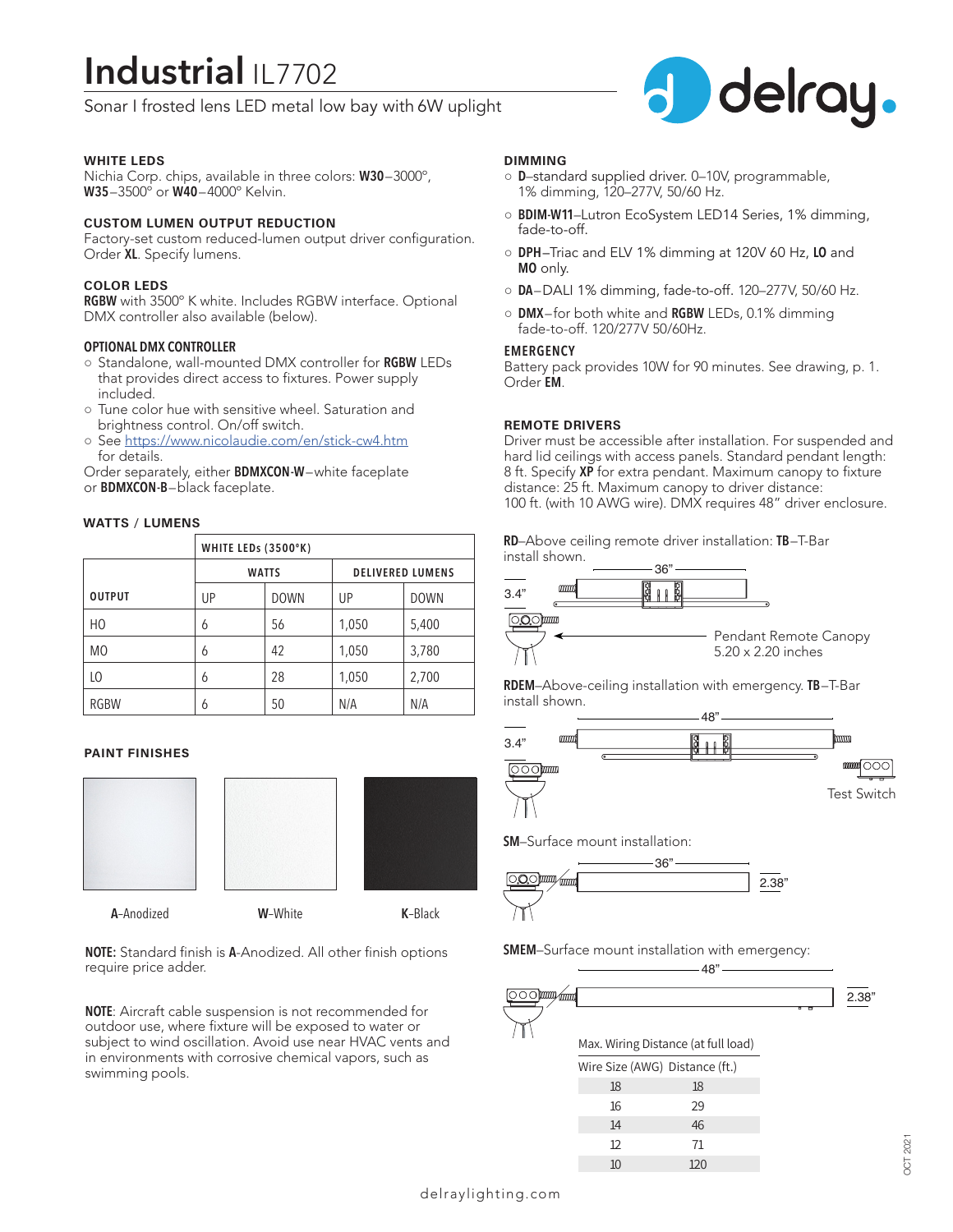# Industrial IL7702

Sonar I frosted lens LED metal low bay with 6W uplight

### WHITE LEDS

Nichia Corp. chips, available in three colors: **W30**–3000°, **W35**–3500° or **W40**–4000° Kelvin.

### CUSTOM LUMEN OUTPUT REDUCTION

Factory-set custom reduced-lumen output driver configuration. Order **XL**. Specify lumens.

### COLOR LEDS

**RGBW** with 3500° K white. Includes RGBW interface. Optional DMX controller also available (below).

### OPTIONAL DMX CONTROLLER

- Standalone, wall-mounted DMX controller for **RGBW** LEDs that provides direct access to fixtures. Power supply included.
- Tune color hue with sensitive wheel. Saturation and brightness control. On/off switch.
- See https://www.nicolaudie.com/en/stick-cw4.htm for details.

Order separately, either **BDMXCON-W**–white faceplate or **BDMXCON-B**–black faceplate.

### WATTS / LUMENS

| | WHITE LEDs (3500°K) | | | |
|---|---|---|---|---|
| | WATTS | | DELIVERED LUMENS | |
| OUTPUT | UP | DOWN | UP | DOWN |
| HO | 6 | 56 | 1,050 | 5,400 |
| MO | 6 | 42 | 1,050 | 3,780 |
| LO | 6 | 28 | 1,050 | 2,700 |
| RGBW | 6 | 50 | N/A | N/A |

### PAINT FINISHES

**A**–Anodized

**W**–White

**K**–Black

**NOTE:** Standard finish is **A**-Anodized. All other finish options require price adder.

**NOTE**: Aircraft cable suspension is not recommended for outdoor use, where fixture will be exposed to water or subject to wind oscillation. Avoid use near HVAC vents and in environments with corrosive chemical vapors, such as swimming pools.

### DIMMING

- **D**–standard supplied driver. 0–10V, programmable, 1% dimming, 120–277V, 50/60 Hz.
- **BDIM-W11**–Lutron EcoSystem LED14 Series, 1% dimming, fade-to-off.
- **DPH**–Triac and ELV 1% dimming at 120V 60 Hz, **LO** and **MO** only.
- **DA**–DALI 1% dimming, fade-to-off. 120–277V, 50/60 Hz.
- **DMX**–for both white and **RGBW** LEDs, 0.1% dimming fade-to-off. 120/277V 50/60Hz.

### EMERGENCY

Battery pack provides 10W for 90 minutes. See drawing, p. 1. Order **EM**.

### REMOTE DRIVERS

Driver must be accessible after installation. For suspended and hard lid ceilings with access panels. Standard pendant length: 8 ft. Specify **XP** for extra pendant. Maximum canopy to fixture distance: 25 ft. Maximum canopy to driver distance: 100 ft. (with 10 AWG wire). DMX requires 48" driver enclosure.

**RD**–Above ceiling remote driver installation: **TB**–T-Bar install shown.

36"

3.4"

Pendant Remote Canopy
5.20 x 2.20 inches

**RDEM**–Above-ceiling installation with emergency. **TB**–T-Bar install shown.

48"

3.4"

Test Switch

**SM**–Surface mount installation:

36"

2.38"

**SMEM**–Surface mount installation with emergency:

48"

2.38"

Max. Wiring Distance (at full load)

| Wire Size (AWG) | Distance (ft.) |
|---|---|
| 18 | 18 |
| 16 | 29 |
| 14 | 46 |
| 12 | 71 |
| 10 | 120 |

OCT 2021